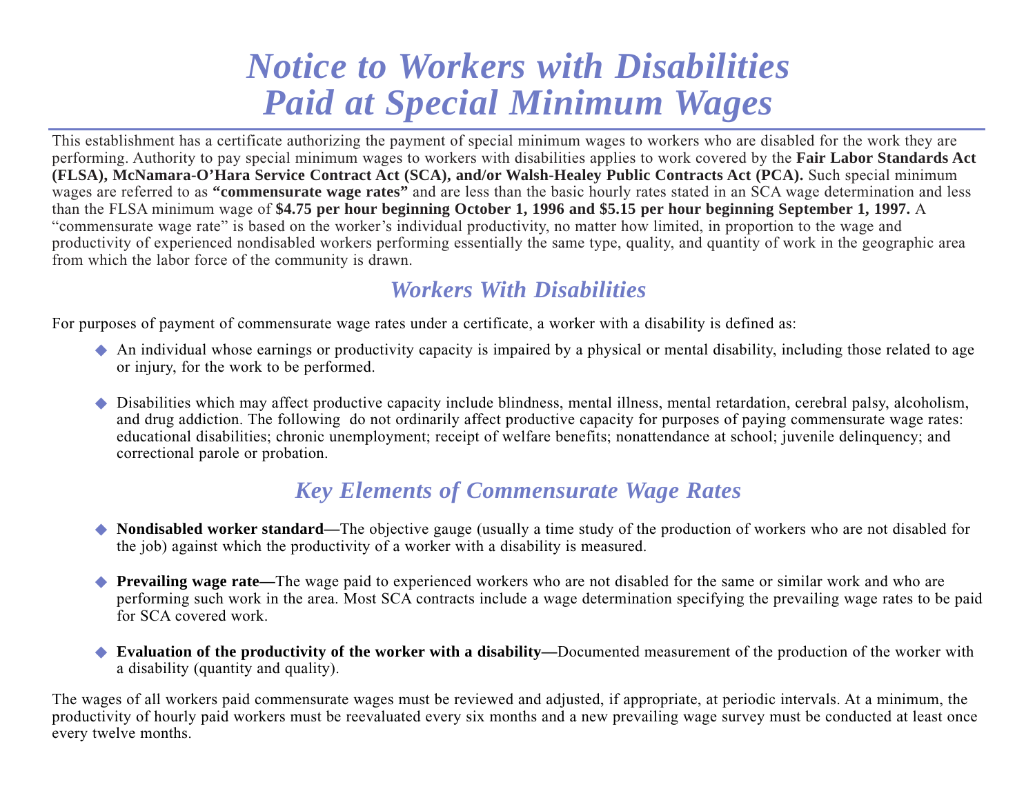# *Notice to Workers with Disabilities Paid at Special Minimum Wages*

This establishment has a certificate authorizing the payment of special minimum wages to workers who are disabled for the work they are performing. Authority to pay special minimum wages to workers with disabilities applies to work covered by the **Fair Labor Standards Act (FLSA), McNamara-O'Hara Service Contract Act (SCA), and/or Walsh-Healey Public Contracts Act (PCA).** Such special minimum wages are referred to as **"commensurate wage rates"** and are less than the basic hourly rates stated in an SCA wage determination and less than the FLSA minimum wage of **$4.75 per hour beginning October 1, 1996 and $5.15 per hour beginning September 1, 1997.** A "commensurate wage rate" is based on the worker's individual productivity, no matter how limited, in proportion to the wage and productivity of experienced nondisabled workers performing essentially the same type, quality, and quantity of work in the geographic area from which the labor force of the community is drawn.

## *Workers With Disabilities*

For purposes of payment of commensurate wage rates under a certificate, a worker with a disability is defined as:

- An individual whose earnings or productivity capacity is impaired by a physical or mental disability, including those related to age or injury, for the work to be performed.
- Disabilities which may affect productive capacity include blindness, mental illness, mental retardation, cerebral palsy, alcoholism, and drug addiction. The following do not ordinarily affect productive capacity for purposes of paying commensurate wage rates: educational disabilities; chronic unemployment; receipt of welfare benefits; nonattendance at school; juvenile delinquency; and correctional parole or probation.

## *Key Elements of Commensurate Wage Rates*

- **Nondisabled worker standard—**The objective gauge (usually a time study of the production of workers who are not disabled for the job) against which the productivity of a worker with a disability is measured.
- **Prevailing wage rate—**The wage paid to experienced workers who are not disabled for the same or similar work and who are performing such work in the area. Most SCA contracts include a wage determination specifying the prevailing wage rates to be paid for SCA covered work.
- **Evaluation of the productivity of the worker with a disability—**Documented measurement of the production of the worker with a disability (quantity and quality).

The wages of all workers paid commensurate wages must be reviewed and adjusted, if appropriate, at periodic intervals. At a minimum, the productivity of hourly paid workers must be reevaluated every six months and a new prevailing wage survey must be conducted at least once every twelve months.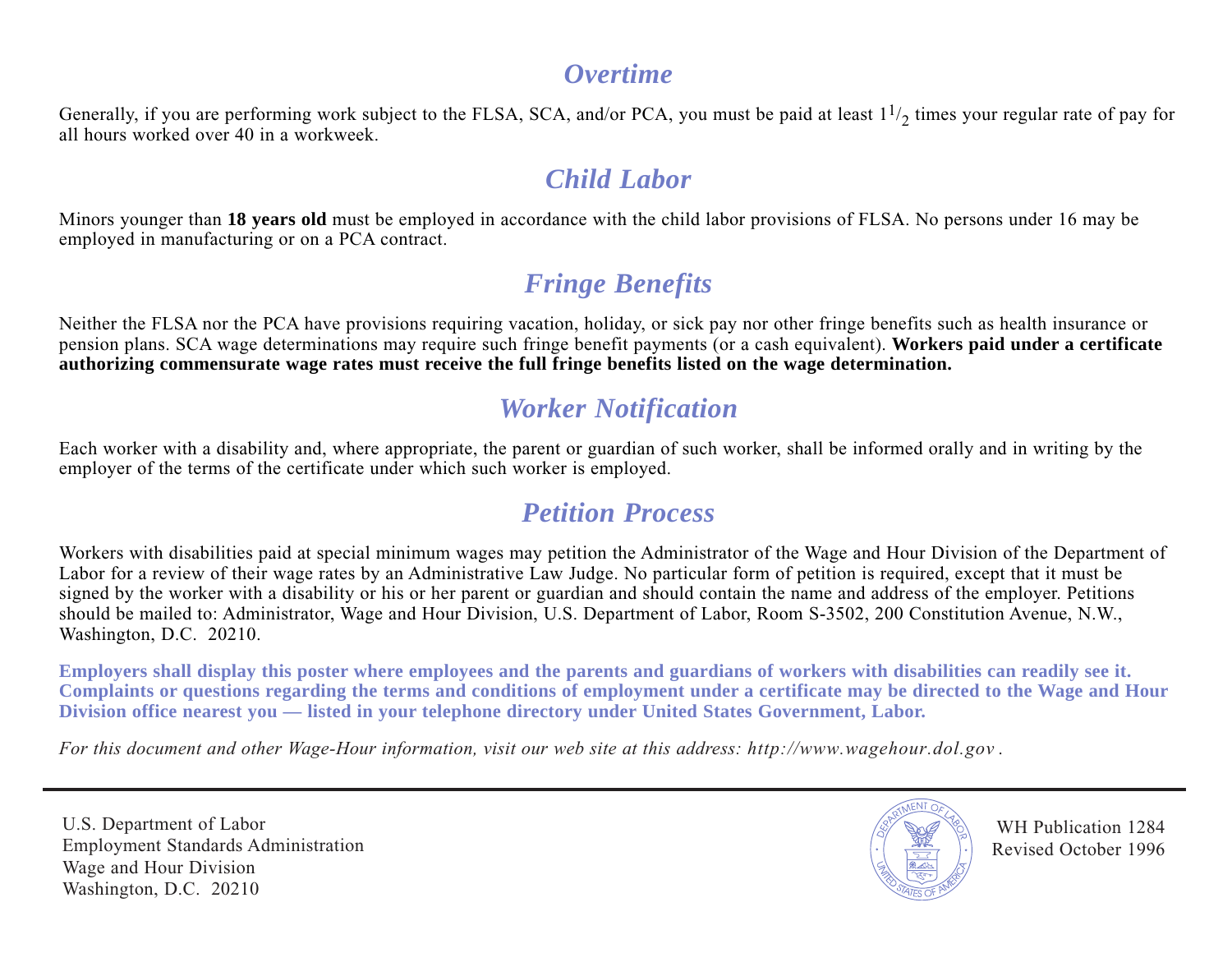## *Overtime*

Generally, if you are performing work subject to the FLSA, SCA, and/or PCA, you must be paid at least $1^1/_2$ times your regular rate of pay for all hours worked over 40 in a workweek.

## *Child Labor*

Minors younger than **18 years old** must be employed in accordance with the child labor provisions of FLSA. No persons under 16 may be employed in manufacturing or on a PCA contract.

## *Fringe Benefits*

Neither the FLSA nor the PCA have provisions requiring vacation, holiday, or sick pay nor other fringe benefits such as health insurance or pension plans. SCA wage determinations may require such fringe benefit payments (or a cash equivalent). **Workers paid under a certificate authorizing commensurate wage rates must receive the full fringe benefits listed on the wage determination.**

## *Worker Notification*

Each worker with a disability and, where appropriate, the parent or guardian of such worker, shall be informed orally and in writing by the employer of the terms of the certificate under which such worker is employed.

## *Petition Process*

Workers with disabilities paid at special minimum wages may petition the Administrator of the Wage and Hour Division of the Department of Labor for a review of their wage rates by an Administrative Law Judge. No particular form of petition is required, except that it must be signed by the worker with a disability or his or her parent or guardian and should contain the name and address of the employer. Petitions should be mailed to: Administrator, Wage and Hour Division, U.S. Department of Labor, Room S-3502, 200 Constitution Avenue, N.W., Washington, D.C. 20210.

**Employers shall display this poster where employees and the parents and guardians of workers with disabilities can readily see it. Complaints or questions regarding the terms and conditions of employment under a certificate may be directed to the Wage and Hour Division office nearest you — listed in your telephone directory under United States Government, Labor.**

*For this document and other Wage-Hour information, visit our web site at this address: http://www.wagehour.dol.gov .*

---

U.S. Department of Labor
Employment Standards Administration
Wage and Hour Division
Washington, D.C. 20210

WH Publication 1284
Revised October 1996